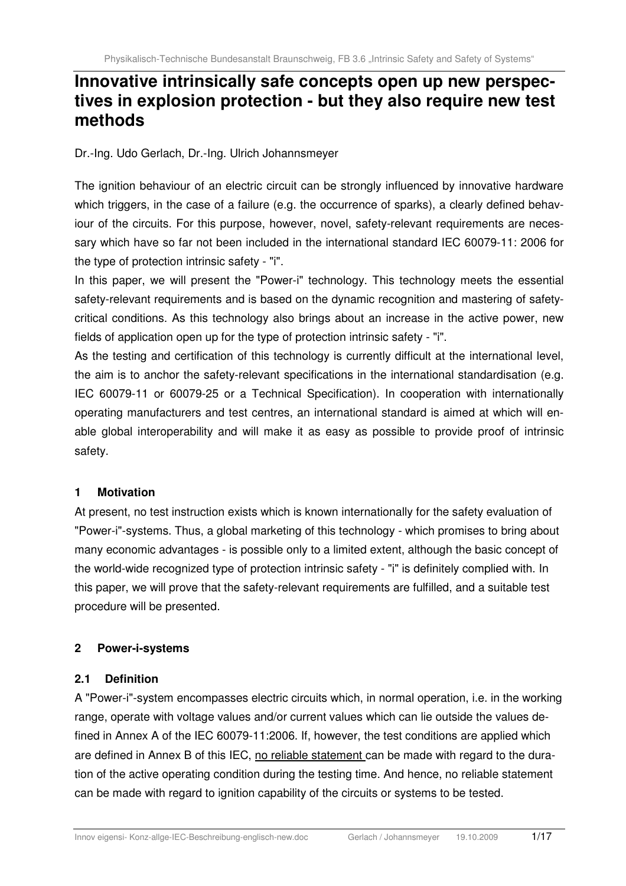# Innovative intrinsically safe concepts open up new perspectives in explosion protection - but they also require new test methods

Dr.-Ing. Udo Gerlach, Dr.-Ing. Ulrich Johannsmeyer

The ignition behaviour of an electric circuit can be strongly influenced by innovative hardware which triggers, in the case of a failure (e.g. the occurrence of sparks), a clearly defined behaviour of the circuits. For this purpose, however, novel, safety-relevant requirements are necessary which have so far not been included in the international standard IEC 60079-11: 2006 for the type of protection intrinsic safety - "i".

In this paper, we will present the "Power-i" technology. This technology meets the essential safety-relevant requirements and is based on the dynamic recognition and mastering of safety-critical conditions. As this technology also brings about an increase in the active power, new fields of application open up for the type of protection intrinsic safety - "i".

As the testing and certification of this technology is currently difficult at the international level, the aim is to anchor the safety-relevant specifications in the international standardisation (e.g. IEC 60079-11 or 60079-25 or a Technical Specification). In cooperation with internationally operating manufacturers and test centres, an international standard is aimed at which will enable global interoperability and will make it as easy as possible to provide proof of intrinsic safety.

## 1 Motivation

At present, no test instruction exists which is known internationally for the safety evaluation of "Power-i"-systems. Thus, a global marketing of this technology - which promises to bring about many economic advantages - is possible only to a limited extent, although the basic concept of the world-wide recognized type of protection intrinsic safety - "i" is definitely complied with. In this paper, we will prove that the safety-relevant requirements are fulfilled, and a suitable test procedure will be presented.

## 2 Power-i-systems

### 2.1 Definition

A "Power-i"-system encompasses electric circuits which, in normal operation, i.e. in the working range, operate with voltage values and/or current values which can lie outside the values defined in Annex A of the IEC 60079-11:2006. If, however, the test conditions are applied which are defined in Annex B of this IEC, no reliable statement can be made with regard to the duration of the active operating condition during the testing time. And hence, no reliable statement can be made with regard to ignition capability of the circuits or systems to be tested.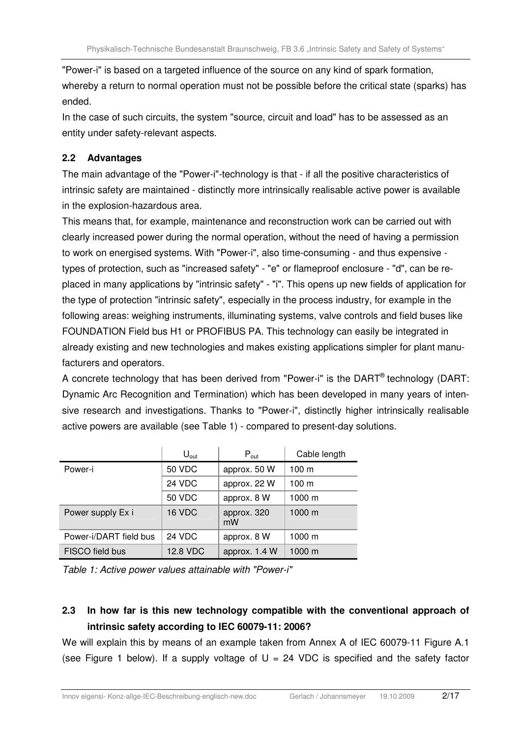"Power-i" is based on a targeted influence of the source on any kind of spark formation, whereby a return to normal operation must not be possible before the critical state (sparks) has ended.

In the case of such circuits, the system "source, circuit and load" has to be assessed as an entity under safety-relevant aspects.

### 2.2 Advantages

The main advantage of the "Power-i"-technology is that - if all the positive characteristics of intrinsic safety are maintained - distinctly more intrinsically realisable active power is available in the explosion-hazardous area.

This means that, for example, maintenance and reconstruction work can be carried out with clearly increased power during the normal operation, without the need of having a permission to work on energised systems. With "Power-i", also time-consuming - and thus expensive - types of protection, such as "increased safety" - "e" or flameproof enclosure - "d", can be replaced in many applications by "intrinsic safety" - "i". This opens up new fields of application for the type of protection "intrinsic safety", especially in the process industry, for example in the following areas: weighing instruments, illuminating systems, valve controls and field buses like FOUNDATION Field bus H1 or PROFIBUS PA. This technology can easily be integrated in already existing and new technologies and makes existing applications simpler for plant manufacturers and operators.

A concrete technology that has been derived from "Power-i" is the DART® technology (DART: Dynamic Arc Recognition and Termination) which has been developed in many years of intensive research and investigations. Thanks to "Power-i", distinctly higher intrinsically realisable active powers are available (see Table 1) - compared to present-day solutions.

| | $U_{out}$ | $P_{out}$ | Cable length |
|---|---|---|---|
| Power-i | 50 VDC | approx. 50 W | 100 m |
| | 24 VDC | approx. 22 W | 100 m |
| | 50 VDC | approx. 8 W | 1000 m |
| Power supply Ex i | 16 VDC | approx. 320 mW | 1000 m |
| Power-i/DART field bus | 24 VDC | approx. 8 W | 1000 m |
| FISCO field bus | 12.8 VDC | approx. 1.4 W | 1000 m |

*Table 1: Active power values attainable with "Power-i"*

### 2.3 In how far is this new technology compatible with the conventional approach of intrinsic safety according to IEC 60079-11: 2006?

We will explain this by means of an example taken from Annex A of IEC 60079-11 Figure A.1 (see Figure 1 below). If a supply voltage of U = 24 VDC is specified and the safety factor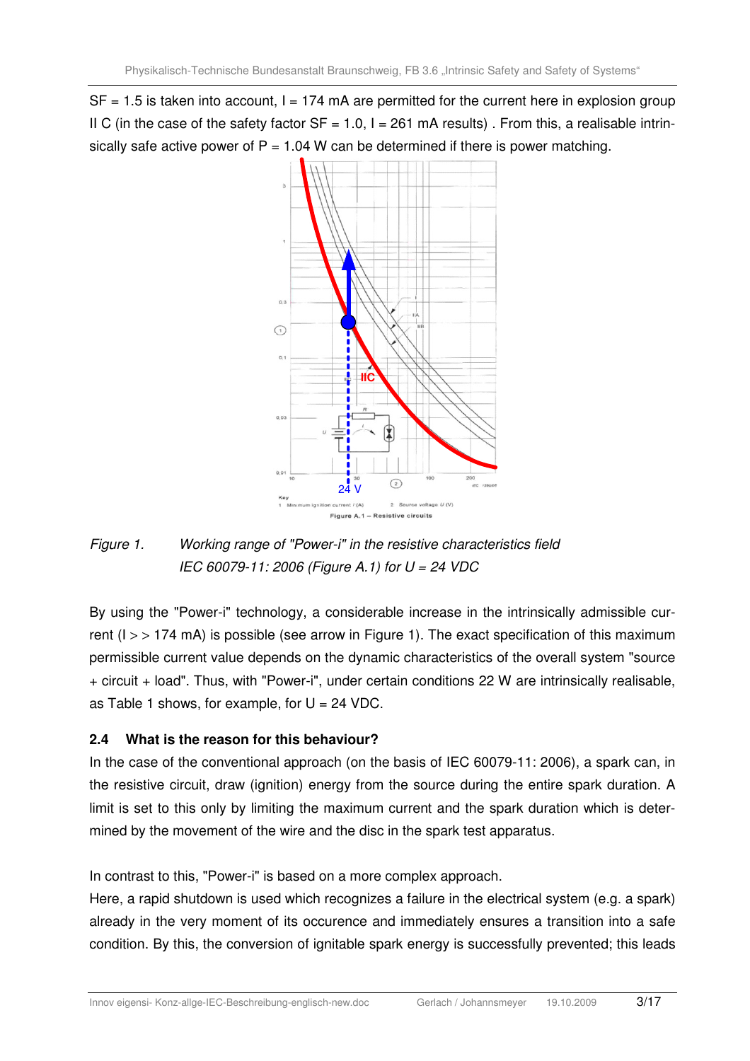SF = 1.5 is taken into account, I = 174 mA are permitted for the current here in explosion group II C (in the case of the safety factor SF = 1.0, I = 261 mA results) . From this, a realisable intrinsically safe active power of P = 1.04 W can be determined if there is power matching.

*Figure 1. Working range of "Power-i" in the resistive characteristics field IEC 60079-11: 2006 (Figure A.1) for U = 24 VDC*

By using the "Power-i" technology, a considerable increase in the intrinsically admissible current (I > > 174 mA) is possible (see arrow in Figure 1). The exact specification of this maximum permissible current value depends on the dynamic characteristics of the overall system "source + circuit + load". Thus, with "Power-i", under certain conditions 22 W are intrinsically realisable, as Table 1 shows, for example, for U = 24 VDC.

### 2.4 What is the reason for this behaviour?

In the case of the conventional approach (on the basis of IEC 60079-11: 2006), a spark can, in the resistive circuit, draw (ignition) energy from the source during the entire spark duration. A limit is set to this only by limiting the maximum current and the spark duration which is determined by the movement of the wire and the disc in the spark test apparatus.

In contrast to this, "Power-i" is based on a more complex approach.
Here, a rapid shutdown is used which recognizes a failure in the electrical system (e.g. a spark) already in the very moment of its occurence and immediately ensures a transition into a safe condition. By this, the conversion of ignitable spark energy is successfully prevented; this leads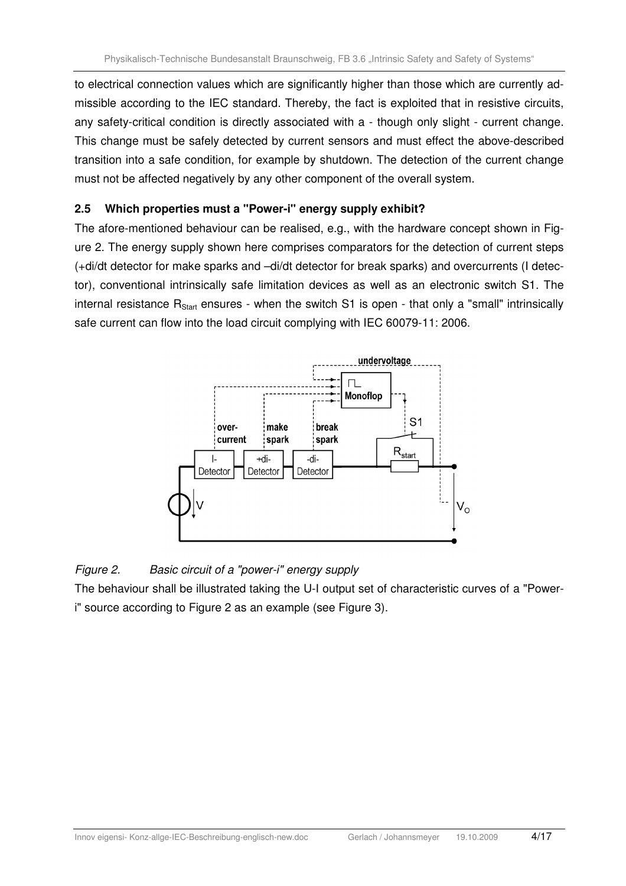to electrical connection values which are significantly higher than those which are currently admissible according to the IEC standard. Thereby, the fact is exploited that in resistive circuits, any safety-critical condition is directly associated with a - though only slight - current change. This change must be safely detected by current sensors and must effect the above-described transition into a safe condition, for example by shutdown. The detection of the current change must not be affected negatively by any other component of the overall system.

### 2.5 Which properties must a "Power-i" energy supply exhibit?

The afore-mentioned behaviour can be realised, e.g., with the hardware concept shown in Figure 2. The energy supply shown here comprises comparators for the detection of current steps (+di/dt detector for make sparks and –di/dt detector for break sparks) and overcurrents (I detector), conventional intrinsically safe limitation devices as well as an electronic switch S1. The internal resistance $R_{Start}$ ensures - when the switch S1 is open - that only a "small" intrinsically safe current can flow into the load circuit complying with IEC 60079-11: 2006.

*Figure 2. Basic circuit of a "power-i" energy supply*

The behaviour shall be illustrated taking the U-I output set of characteristic curves of a "Power-i" source according to Figure 2 as an example (see Figure 3).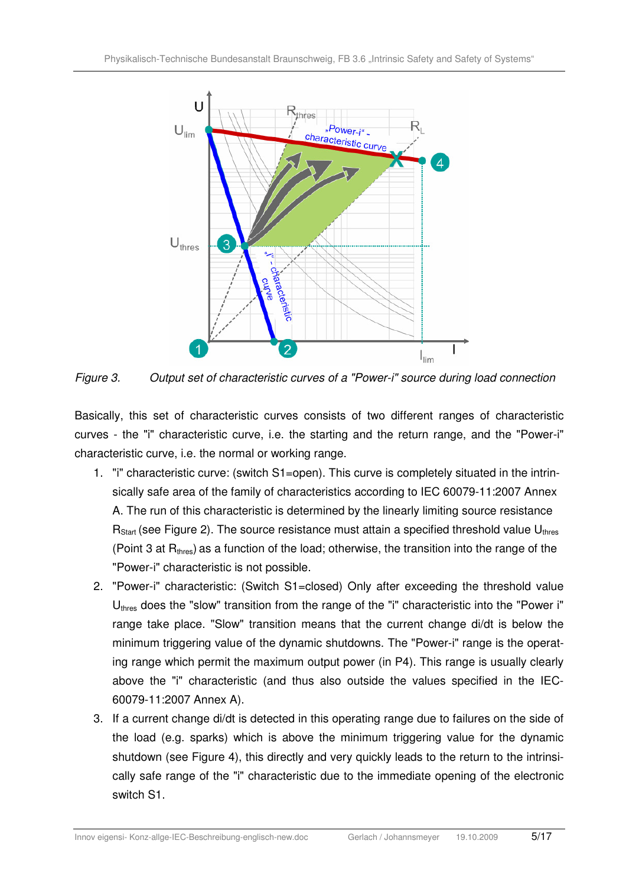*Figure 3. Output set of characteristic curves of a "Power-i" source during load connection*

Basically, this set of characteristic curves consists of two different ranges of characteristic curves - the "i" characteristic curve, i.e. the starting and the return range, and the "Power-i" characteristic curve, i.e. the normal or working range.

1. "i" characteristic curve: (switch S1=open). This curve is completely situated in the intrinsically safe area of the family of characteristics according to IEC 60079-11:2007 Annex A. The run of this characteristic is determined by the linearly limiting source resistance $R_{Start}$ (see Figure 2). The source resistance must attain a specified threshold value $U_{thres}$ (Point 3 at $R_{thres}$) as a function of the load; otherwise, the transition into the range of the "Power-i" characteristic is not possible.
2. "Power-i" characteristic: (Switch S1=closed) Only after exceeding the threshold value $U_{thres}$ does the "slow" transition from the range of the "i" characteristic into the "Power i" range take place. "Slow" transition means that the current change di/dt is below the minimum triggering value of the dynamic shutdowns. The "Power-i" range is the operating range which permit the maximum output power (in P4). This range is usually clearly above the "i" characteristic (and thus also outside the values specified in the IEC-60079-11:2007 Annex A).
3. If a current change di/dt is detected in this operating range due to failures on the side of the load (e.g. sparks) which is above the minimum triggering value for the dynamic shutdown (see Figure 4), this directly and very quickly leads to the return to the intrinsically safe range of the "i" characteristic due to the immediate opening of the electronic switch S1.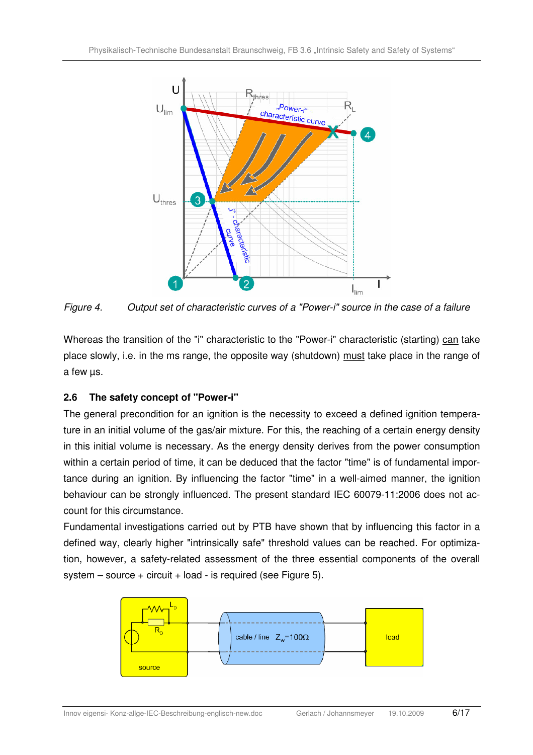Figure 4. Output set of characteristic curves of a "Power-i" source in the case of a failure

Whereas the transition of the "i" characteristic to the "Power-i" characteristic (starting) can take place slowly, i.e. in the ms range, the opposite way (shutdown) must take place in the range of a few µs.

## 2.6 The safety concept of "Power-i"

The general precondition for an ignition is the necessity to exceed a defined ignition temperature in an initial volume of the gas/air mixture. For this, the reaching of a certain energy density in this initial volume is necessary. As the energy density derives from the power consumption within a certain period of time, it can be deduced that the factor "time" is of fundamental importance during an ignition. By influencing the factor "time" in a well-aimed manner, the ignition behaviour can be strongly influenced. The present standard IEC 60079-11:2006 does not account for this circumstance.

Fundamental investigations carried out by PTB have shown that by influencing this factor in a defined way, clearly higher "intrinsically safe" threshold values can be reached. For optimization, however, a safety-related assessment of the three essential components of the overall system – source + circuit + load - is required (see Figure 5).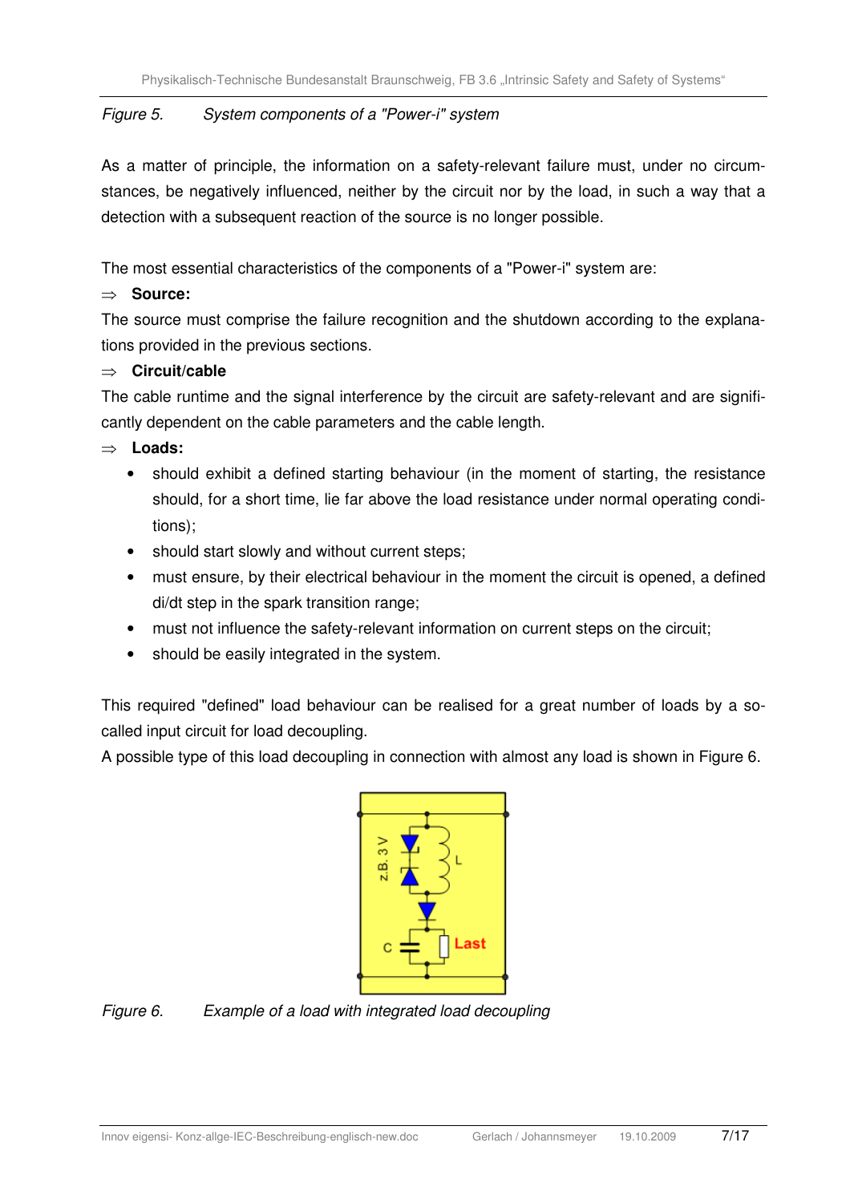*Figure 5. System components of a "Power-i" system*

As a matter of principle, the information on a safety-relevant failure must, under no circumstances, be negatively influenced, neither by the circuit nor by the load, in such a way that a detection with a subsequent reaction of the source is no longer possible.

The most essential characteristics of the components of a "Power-i" system are:

⇒ **Source:**

The source must comprise the failure recognition and the shutdown according to the explanations provided in the previous sections.

⇒ **Circuit/cable**

The cable runtime and the signal interference by the circuit are safety-relevant and are significantly dependent on the cable parameters and the cable length.

⇒ **Loads:**

- should exhibit a defined starting behaviour (in the moment of starting, the resistance should, for a short time, lie far above the load resistance under normal operating conditions);
- should start slowly and without current steps;
- must ensure, by their electrical behaviour in the moment the circuit is opened, a defined di/dt step in the spark transition range;
- must not influence the safety-relevant information on current steps on the circuit;
- should be easily integrated in the system.

This required "defined" load behaviour can be realised for a great number of loads by a so-called input circuit for load decoupling.

A possible type of this load decoupling in connection with almost any load is shown in Figure 6.

*Figure 6. Example of a load with integrated load decoupling*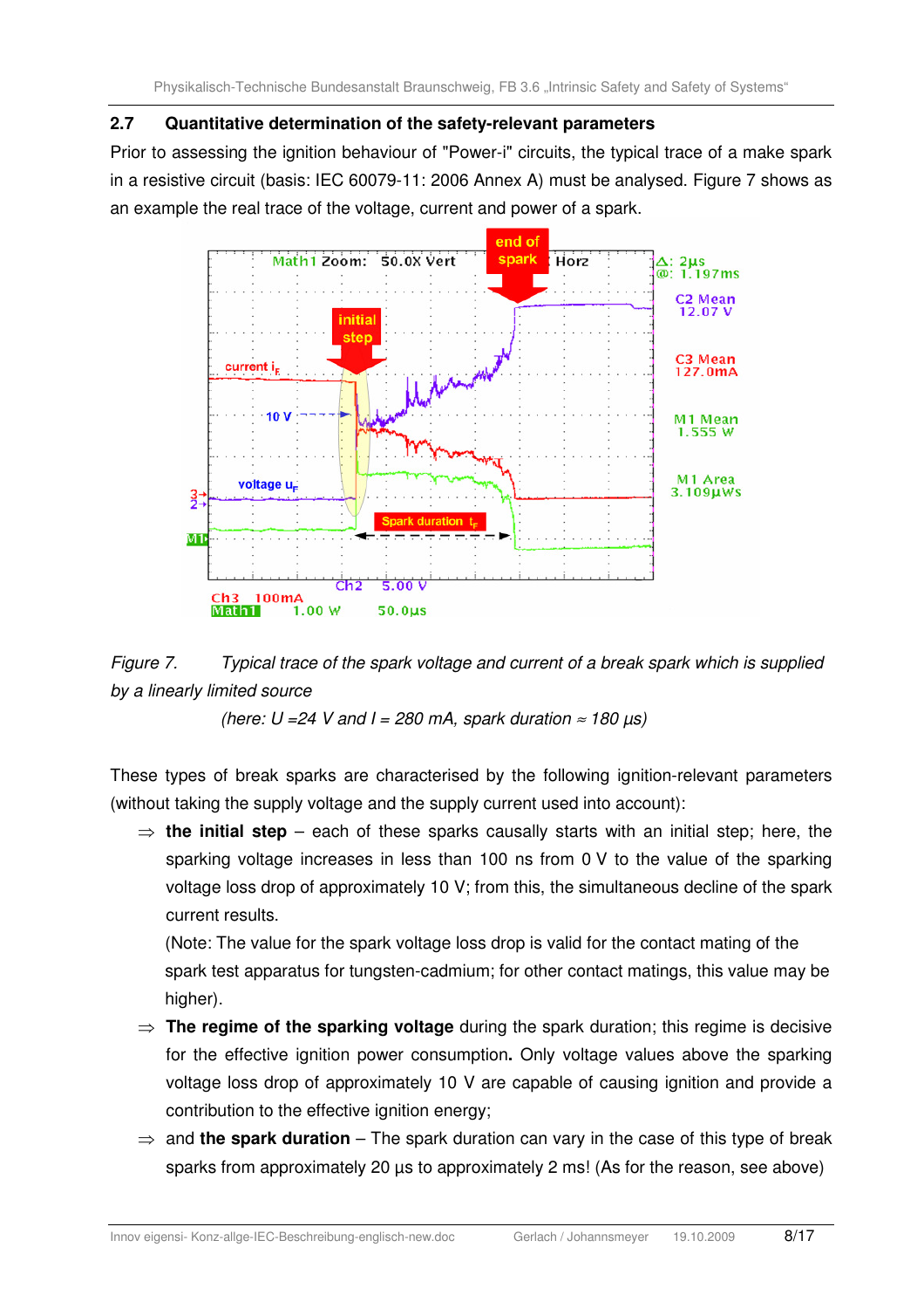## 2.7 Quantitative determination of the safety-relevant parameters

Prior to assessing the ignition behaviour of "Power-i" circuits, the typical trace of a make spark in a resistive circuit (basis: IEC 60079-11: 2006 Annex A) must be analysed. Figure 7 shows as an example the real trace of the voltage, current and power of a spark.

*Figure 7. Typical trace of the spark voltage and current of a break spark which is supplied by a linearly limited source*

*(here: U =24 V and I = 280 mA, spark duration ≈ 180 µs)*

These types of break sparks are characterised by the following ignition-relevant parameters (without taking the supply voltage and the supply current used into account):

⇒ **the initial step** – each of these sparks causally starts with an initial step; here, the sparking voltage increases in less than 100 ns from 0 V to the value of the sparking voltage loss drop of approximately 10 V; from this, the simultaneous decline of the spark current results.
(Note: The value for the spark voltage loss drop is valid for the contact mating of the spark test apparatus for tungsten-cadmium; for other contact matings, this value may be higher).

⇒ **The regime of the sparking voltage** during the spark duration; this regime is decisive for the effective ignition power consumption**.** Only voltage values above the sparking voltage loss drop of approximately 10 V are capable of causing ignition and provide a contribution to the effective ignition energy;

⇒ and **the spark duration** – The spark duration can vary in the case of this type of break sparks from approximately 20 µs to approximately 2 ms! (As for the reason, see above)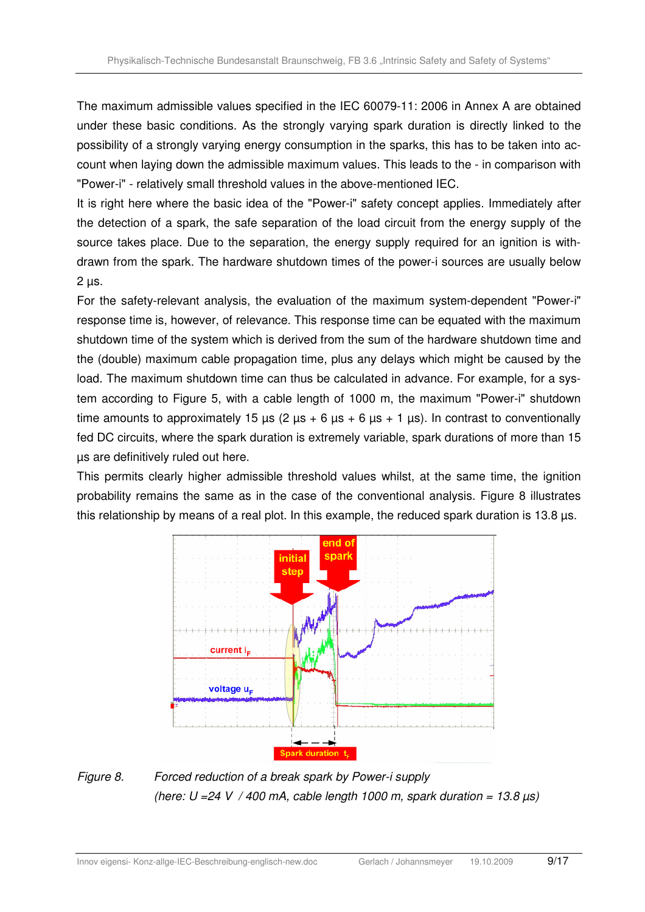The maximum admissible values specified in the IEC 60079-11: 2006 in Annex A are obtained under these basic conditions. As the strongly varying spark duration is directly linked to the possibility of a strongly varying energy consumption in the sparks, this has to be taken into account when laying down the admissible maximum values. This leads to the - in comparison with "Power-i" - relatively small threshold values in the above-mentioned IEC.

It is right here where the basic idea of the "Power-i" safety concept applies. Immediately after the detection of a spark, the safe separation of the load circuit from the energy supply of the source takes place. Due to the separation, the energy supply required for an ignition is withdrawn from the spark. The hardware shutdown times of the power-i sources are usually below 2 µs.

For the safety-relevant analysis, the evaluation of the maximum system-dependent "Power-i" response time is, however, of relevance. This response time can be equated with the maximum shutdown time of the system which is derived from the sum of the hardware shutdown time and the (double) maximum cable propagation time, plus any delays which might be caused by the load. The maximum shutdown time can thus be calculated in advance. For example, for a system according to Figure 5, with a cable length of 1000 m, the maximum "Power-i" shutdown time amounts to approximately 15 µs (2 µs + 6 µs + 6 µs + 1 µs). In contrast to conventionally fed DC circuits, where the spark duration is extremely variable, spark durations of more than 15 µs are definitively ruled out here.

This permits clearly higher admissible threshold values whilst, at the same time, the ignition probability remains the same as in the case of the conventional analysis. Figure 8 illustrates this relationship by means of a real plot. In this example, the reduced spark duration is 13.8 µs.

*Figure 8. Forced reduction of a break spark by Power-i supply (here: U =24 V / 400 mA, cable length 1000 m, spark duration = 13.8 µs)*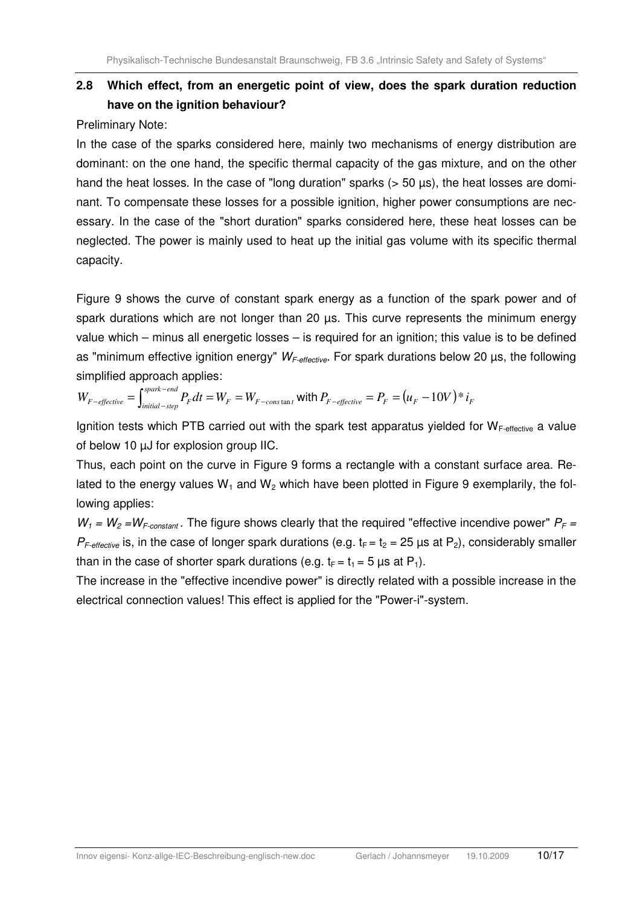## 2.8 Which effect, from an energetic point of view, does the spark duration reduction have on the ignition behaviour?

Preliminary Note:

In the case of the sparks considered here, mainly two mechanisms of energy distribution are dominant: on the one hand, the specific thermal capacity of the gas mixture, and on the other hand the heat losses. In the case of "long duration" sparks (> 50 µs), the heat losses are dominant. To compensate these losses for a possible ignition, higher power consumptions are necessary. In the case of the "short duration" sparks considered here, these heat losses can be neglected. The power is mainly used to heat up the initial gas volume with its specific thermal capacity.

Figure 9 shows the curve of constant spark energy as a function of the spark power and of spark durations which are not longer than 20 µs. This curve represents the minimum energy value which – minus all energetic losses – is required for an ignition; this value is to be defined as "minimum effective ignition energy" $W_{F\text{-}effective}$. For spark durations below 20 µs, the following simplified approach applies:

$$W_{F-effective} = \int_{initial-step}^{spark-end} P_F dt = W_F = W_{F-constant} \text{ with } P_{F-effective} = P_F = (u_F - 10V) * i_F$$

Ignition tests which PTB carried out with the spark test apparatus yielded for $W_{F\text{-}effective}$ a value of below 10 µJ for explosion group IIC.

Thus, each point on the curve in Figure 9 forms a rectangle with a constant surface area. Related to the energy values $W_1$ and $W_2$ which have been plotted in Figure 9 exemplarily, the following applies:

$W_1 = W_2 = W_{F\text{-}constant}$. The figure shows clearly that the required "effective incendive power" $P_F = P_{F\text{-}effective}$ is, in the case of longer spark durations (e.g. $t_F = t_2 = 25$ µs at $P_2$), considerably smaller than in the case of shorter spark durations (e.g. $t_F = t_1 = 5$ µs at $P_1$).

The increase in the "effective incendive power" is directly related with a possible increase in the electrical connection values! This effect is applied for the "Power-i"-system.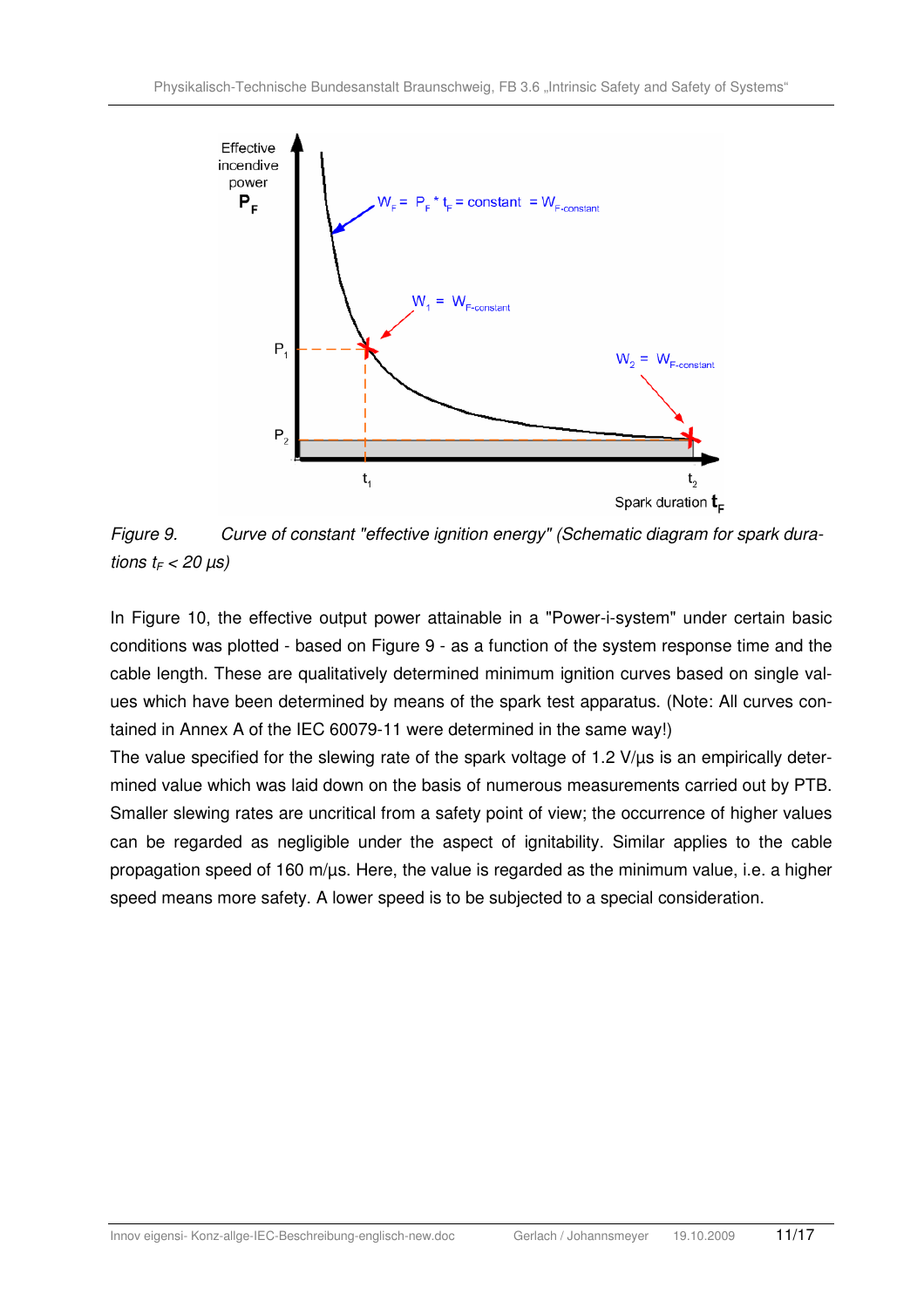*Figure 9. Curve of constant "effective ignition energy" (Schematic diagram for spark durations $t_F < 20$ µs)*

In Figure 10, the effective output power attainable in a "Power-i-system" under certain basic conditions was plotted - based on Figure 9 - as a function of the system response time and the cable length. These are qualitatively determined minimum ignition curves based on single values which have been determined by means of the spark test apparatus. (Note: All curves contained in Annex A of the IEC 60079-11 were determined in the same way!)

The value specified for the slewing rate of the spark voltage of 1.2 V/µs is an empirically determined value which was laid down on the basis of numerous measurements carried out by PTB. Smaller slewing rates are uncritical from a safety point of view; the occurrence of higher values can be regarded as negligible under the aspect of ignitability. Similar applies to the cable propagation speed of 160 m/µs. Here, the value is regarded as the minimum value, i.e. a higher speed means more safety. A lower speed is to be subjected to a special consideration.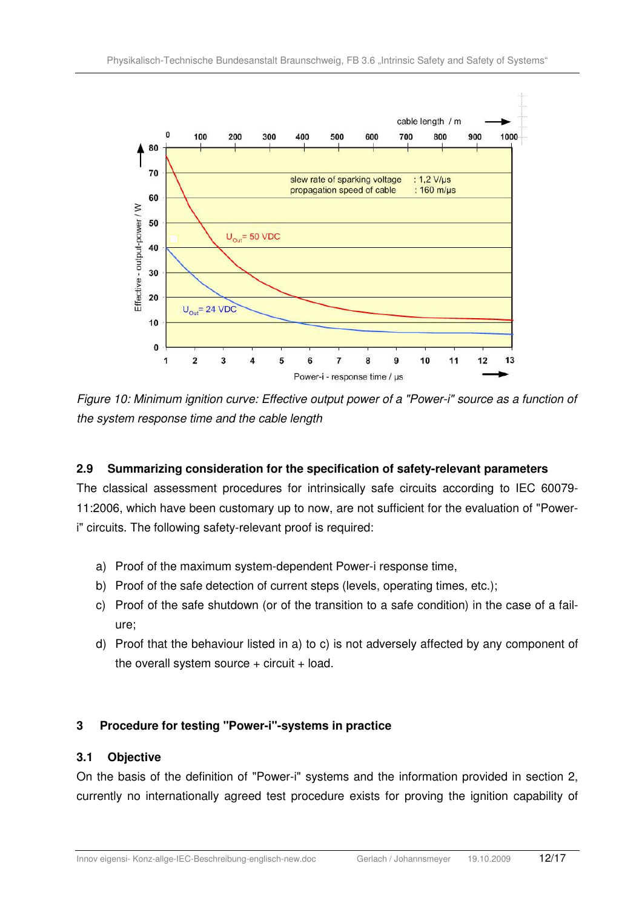*Figure 10: Minimum ignition curve: Effective output power of a "Power-i" source as a function of the system response time and the cable length*

### 2.9 Summarizing consideration for the specification of safety-relevant parameters

The classical assessment procedures for intrinsically safe circuits according to IEC 60079-11:2006, which have been customary up to now, are not sufficient for the evaluation of "Power-i" circuits. The following safety-relevant proof is required:

a) Proof of the maximum system-dependent Power-i response time,
b) Proof of the safe detection of current steps (levels, operating times, etc.);
c) Proof of the safe shutdown (or of the transition to a safe condition) in the case of a failure;
d) Proof that the behaviour listed in a) to c) is not adversely affected by any component of the overall system source + circuit + load.

## 3 Procedure for testing "Power-i"-systems in practice

### 3.1 Objective

On the basis of the definition of "Power-i" systems and the information provided in section 2, currently no internationally agreed test procedure exists for proving the ignition capability of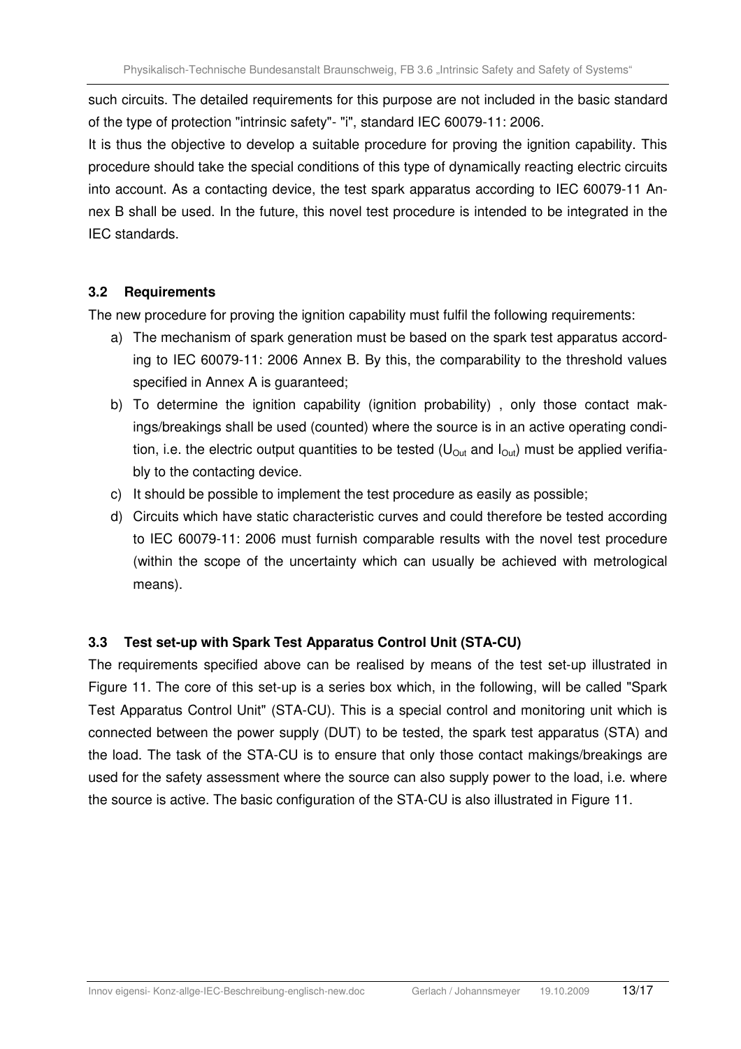such circuits. The detailed requirements for this purpose are not included in the basic standard of the type of protection "intrinsic safety"- "i", standard IEC 60079-11: 2006.

It is thus the objective to develop a suitable procedure for proving the ignition capability. This procedure should take the special conditions of this type of dynamically reacting electric circuits into account. As a contacting device, the test spark apparatus according to IEC 60079-11 Annex B shall be used. In the future, this novel test procedure is intended to be integrated in the IEC standards.

### 3.2 Requirements

The new procedure for proving the ignition capability must fulfil the following requirements:

a) The mechanism of spark generation must be based on the spark test apparatus according to IEC 60079-11: 2006 Annex B. By this, the comparability to the threshold values specified in Annex A is guaranteed;

b) To determine the ignition capability (ignition probability) , only those contact makings/breakings shall be used (counted) where the source is in an active operating condition, i.e. the electric output quantities to be tested ($U_{Out}$ and $I_{Out}$) must be applied verifiably to the contacting device.

c) It should be possible to implement the test procedure as easily as possible;

d) Circuits which have static characteristic curves and could therefore be tested according to IEC 60079-11: 2006 must furnish comparable results with the novel test procedure (within the scope of the uncertainty which can usually be achieved with metrological means).

### 3.3 Test set-up with Spark Test Apparatus Control Unit (STA-CU)

The requirements specified above can be realised by means of the test set-up illustrated in Figure 11. The core of this set-up is a series box which, in the following, will be called "Spark Test Apparatus Control Unit" (STA-CU). This is a special control and monitoring unit which is connected between the power supply (DUT) to be tested, the spark test apparatus (STA) and the load. The task of the STA-CU is to ensure that only those contact makings/breakings are used for the safety assessment where the source can also supply power to the load, i.e. where the source is active. The basic configuration of the STA-CU is also illustrated in Figure 11.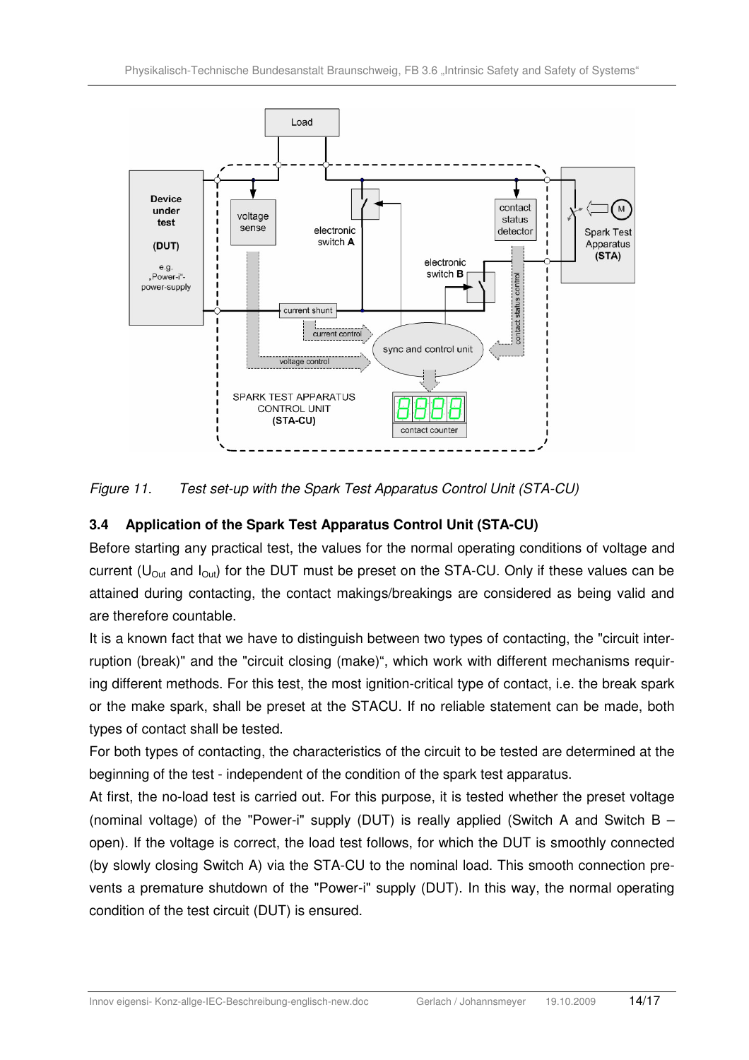*Figure 11. Test set-up with the Spark Test Apparatus Control Unit (STA-CU)*

### 3.4 Application of the Spark Test Apparatus Control Unit (STA-CU)

Before starting any practical test, the values for the normal operating conditions of voltage and current ($U_{Out}$ and $I_{Out}$) for the DUT must be preset on the STA-CU. Only if these values can be attained during contacting, the contact makings/breakings are considered as being valid and are therefore countable.

It is a known fact that we have to distinguish between two types of contacting, the "circuit interruption (break)" and the "circuit closing (make)", which work with different mechanisms requiring different methods. For this test, the most ignition-critical type of contact, i.e. the break spark or the make spark, shall be preset at the STACU. If no reliable statement can be made, both types of contact shall be tested.

For both types of contacting, the characteristics of the circuit to be tested are determined at the beginning of the test - independent of the condition of the spark test apparatus.

At first, the no-load test is carried out. For this purpose, it is tested whether the preset voltage (nominal voltage) of the "Power-i" supply (DUT) is really applied (Switch A and Switch B – open). If the voltage is correct, the load test follows, for which the DUT is smoothly connected (by slowly closing Switch A) via the STA-CU to the nominal load. This smooth connection prevents a premature shutdown of the "Power-i" supply (DUT). In this way, the normal operating condition of the test circuit (DUT) is ensured.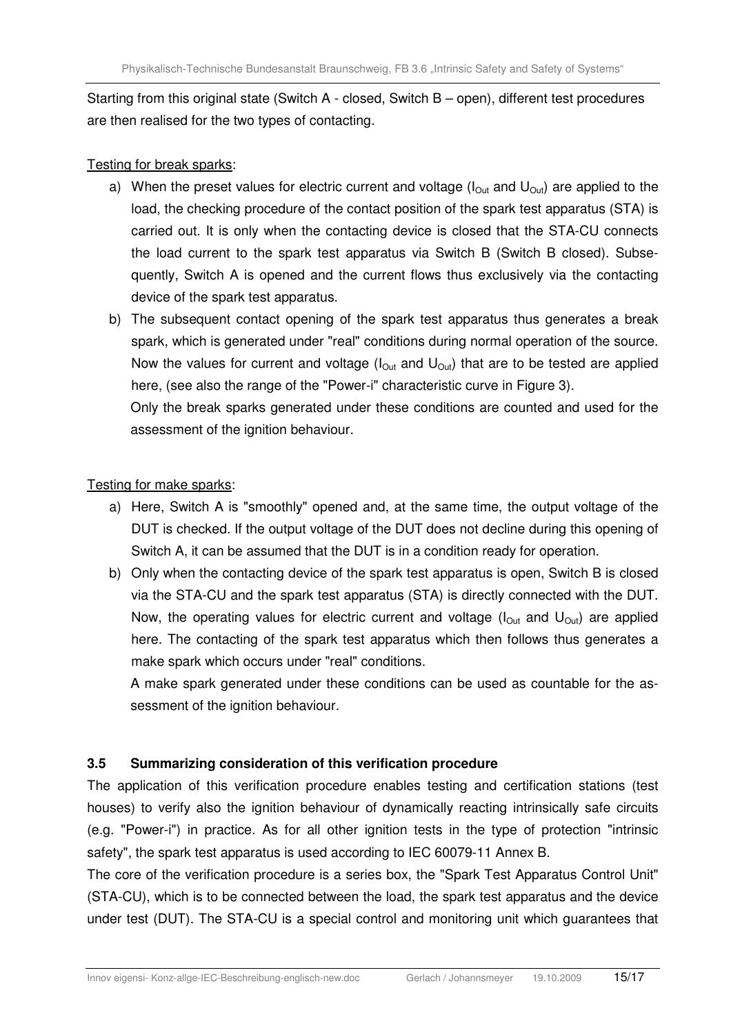Starting from this original state (Switch A - closed, Switch B – open), different test procedures are then realised for the two types of contacting.

Testing for break sparks:

a) When the preset values for electric current and voltage ($I_{Out}$ and $U_{Out}$) are applied to the load, the checking procedure of the contact position of the spark test apparatus (STA) is carried out. It is only when the contacting device is closed that the STA-CU connects the load current to the spark test apparatus via Switch B (Switch B closed). Subsequently, Switch A is opened and the current flows thus exclusively via the contacting device of the spark test apparatus.
b) The subsequent contact opening of the spark test apparatus thus generates a break spark, which is generated under "real" conditions during normal operation of the source. Now the values for current and voltage ($I_{Out}$ and $U_{Out}$) that are to be tested are applied here, (see also the range of the "Power-i" characteristic curve in Figure 3).

   Only the break sparks generated under these conditions are counted and used for the assessment of the ignition behaviour.

Testing for make sparks:

a) Here, Switch A is "smoothly" opened and, at the same time, the output voltage of the DUT is checked. If the output voltage of the DUT does not decline during this opening of Switch A, it can be assumed that the DUT is in a condition ready for operation.
b) Only when the contacting device of the spark test apparatus is open, Switch B is closed via the STA-CU and the spark test apparatus (STA) is directly connected with the DUT. Now, the operating values for electric current and voltage ($I_{Out}$ and $U_{Out}$) are applied here. The contacting of the spark test apparatus which then follows thus generates a make spark which occurs under "real" conditions.

   A make spark generated under these conditions can be used as countable for the assessment of the ignition behaviour.

### 3.5 Summarizing consideration of this verification procedure

The application of this verification procedure enables testing and certification stations (test houses) to verify also the ignition behaviour of dynamically reacting intrinsically safe circuits (e.g. "Power-i") in practice. As for all other ignition tests in the type of protection "intrinsic safety", the spark test apparatus is used according to IEC 60079-11 Annex B.

The core of the verification procedure is a series box, the "Spark Test Apparatus Control Unit" (STA-CU), which is to be connected between the load, the spark test apparatus and the device under test (DUT). The STA-CU is a special control and monitoring unit which guarantees that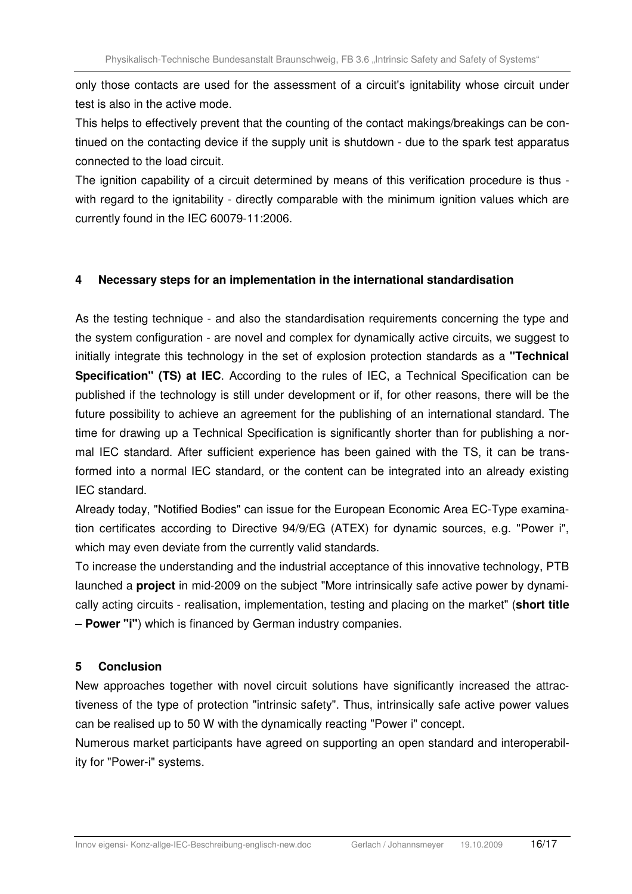only those contacts are used for the assessment of a circuit's ignitability whose circuit under test is also in the active mode.

This helps to effectively prevent that the counting of the contact makings/breakings can be continued on the contacting device if the supply unit is shutdown - due to the spark test apparatus connected to the load circuit.

The ignition capability of a circuit determined by means of this verification procedure is thus - with regard to the ignitability - directly comparable with the minimum ignition values which are currently found in the IEC 60079-11:2006.

## 4 Necessary steps for an implementation in the international standardisation

As the testing technique - and also the standardisation requirements concerning the type and the system configuration - are novel and complex for dynamically active circuits, we suggest to initially integrate this technology in the set of explosion protection standards as a **"Technical Specification" (TS) at IEC**. According to the rules of IEC, a Technical Specification can be published if the technology is still under development or if, for other reasons, there will be the future possibility to achieve an agreement for the publishing of an international standard. The time for drawing up a Technical Specification is significantly shorter than for publishing a normal IEC standard. After sufficient experience has been gained with the TS, it can be transformed into a normal IEC standard, or the content can be integrated into an already existing IEC standard.

Already today, "Notified Bodies" can issue for the European Economic Area EC-Type examination certificates according to Directive 94/9/EG (ATEX) for dynamic sources, e.g. "Power i", which may even deviate from the currently valid standards.

To increase the understanding and the industrial acceptance of this innovative technology, PTB launched a **project** in mid-2009 on the subject "More intrinsically safe active power by dynamically acting circuits - realisation, implementation, testing and placing on the market" (**short title – Power "i"**) which is financed by German industry companies.

## 5 Conclusion

New approaches together with novel circuit solutions have significantly increased the attractiveness of the type of protection "intrinsic safety". Thus, intrinsically safe active power values can be realised up to 50 W with the dynamically reacting "Power i" concept.

Numerous market participants have agreed on supporting an open standard and interoperability for "Power-i" systems.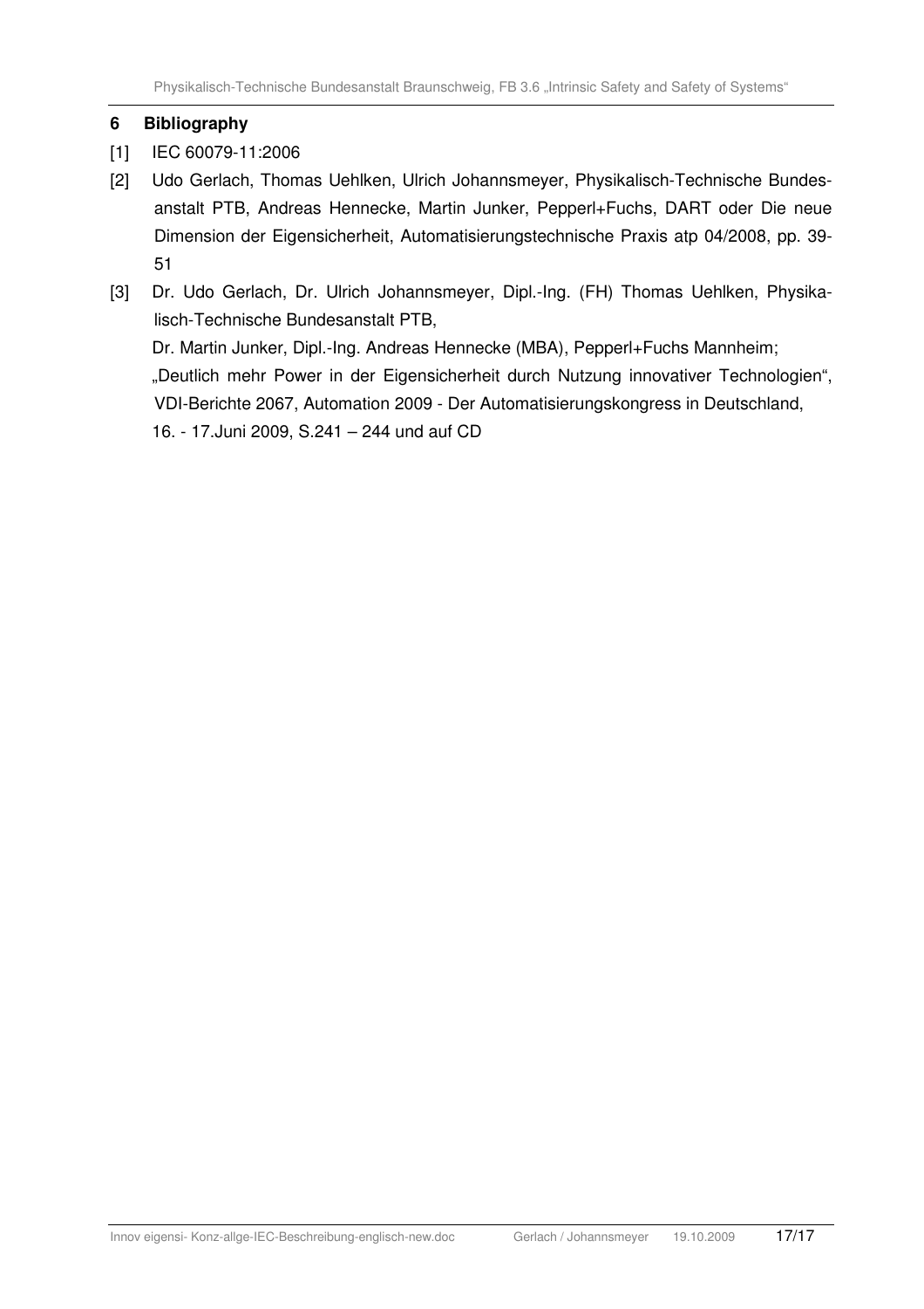## 6 Bibliography

[1] IEC 60079-11:2006

[2] Udo Gerlach, Thomas Uehlken, Ulrich Johannsmeyer, Physikalisch-Technische Bundesanstalt PTB, Andreas Hennecke, Martin Junker, Pepperl+Fuchs, DART oder Die neue Dimension der Eigensicherheit, Automatisierungstechnische Praxis atp 04/2008, pp. 39-51

[3] Dr. Udo Gerlach, Dr. Ulrich Johannsmeyer, Dipl.-Ing. (FH) Thomas Uehlken, Physikalisch-Technische Bundesanstalt PTB,
Dr. Martin Junker, Dipl.-Ing. Andreas Hennecke (MBA), Pepperl+Fuchs Mannheim;
„Deutlich mehr Power in der Eigensicherheit durch Nutzung innovativer Technologien", VDI-Berichte 2067, Automation 2009 - Der Automatisierungskongress in Deutschland, 16. - 17.Juni 2009, S.241 – 244 und auf CD